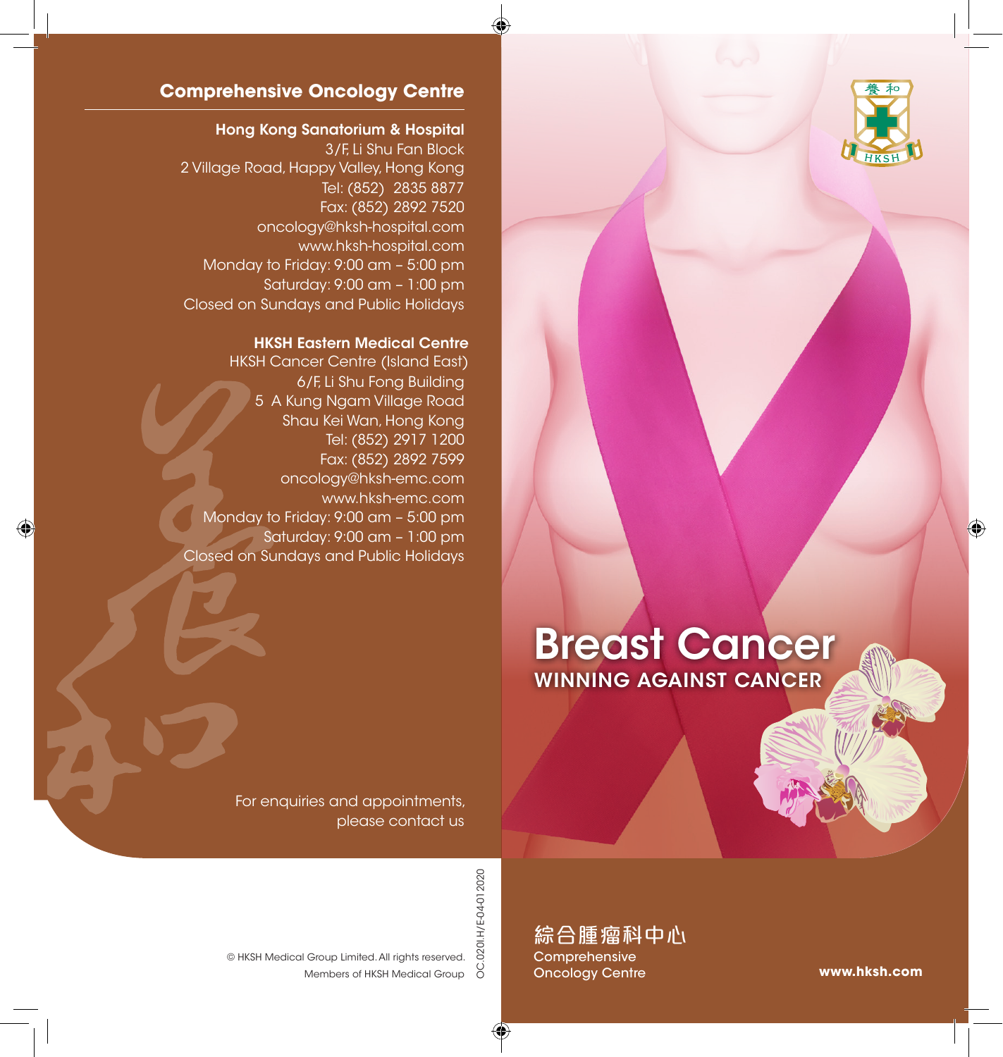## Comprehensive Oncology Centre

**Hong Kong Sanatorium & Hospital**
3/F, Li Shu Fan Block
2 Village Road, Happy Valley, Hong Kong
Tel: (852) 2835 8877
Fax: (852) 2892 7520
oncology@hksh-hospital.com
www.hksh-hospital.com
Monday to Friday: 9:00 am – 5:00 pm
Saturday: 9:00 am – 1:00 pm
Closed on Sundays and Public Holidays

**HKSH Eastern Medical Centre**
HKSH Cancer Centre (Island East)
6/F, Li Shu Fong Building
5 A Kung Ngam Village Road
Shau Kei Wan, Hong Kong
Tel: (852) 2917 1200
Fax: (852) 2892 7599
oncology@hksh-emc.com
www.hksh-emc.com
Monday to Friday: 9:00 am – 5:00 pm
Saturday: 9:00 am – 1:00 pm
Closed on Sundays and Public Holidays

For enquiries and appointments, please contact us

© HKSH Medical Group Limited. All rights reserved.
Members of HKSH Medical Group

OC.020I.H/E-04-012020

養和 HKSH

# Breast Cancer

## WINNING AGAINST CANCER

綜合腫瘤科中心
Comprehensive Oncology Centre

**www.hksh.com**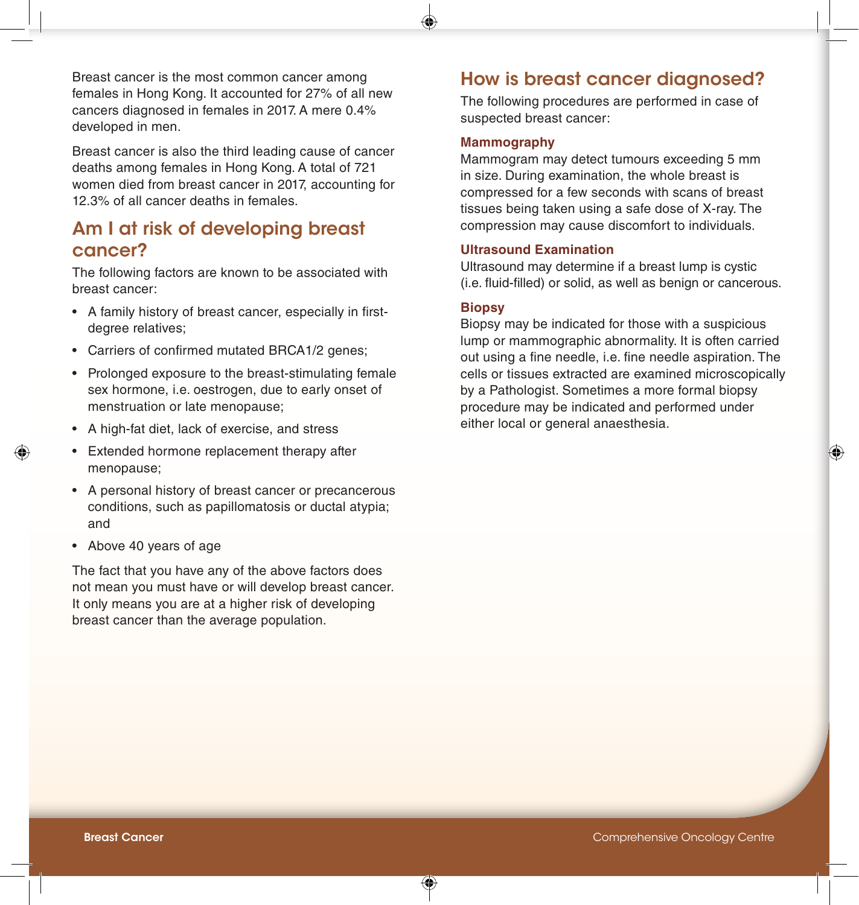Breast cancer is the most common cancer among females in Hong Kong. It accounted for 27% of all new cancers diagnosed in females in 2017. A mere 0.4% developed in men.

Breast cancer is also the third leading cause of cancer deaths among females in Hong Kong. A total of 721 women died from breast cancer in 2017, accounting for 12.3% of all cancer deaths in females.

## Am I at risk of developing breast cancer?

The following factors are known to be associated with breast cancer:

- A family history of breast cancer, especially in first-degree relatives;
- Carriers of confirmed mutated BRCA1/2 genes;
- Prolonged exposure to the breast-stimulating female sex hormone, i.e. oestrogen, due to early onset of menstruation or late menopause;
- A high-fat diet, lack of exercise, and stress
- Extended hormone replacement therapy after menopause;
- A personal history of breast cancer or precancerous conditions, such as papillomatosis or ductal atypia; and
- Above 40 years of age

The fact that you have any of the above factors does not mean you must have or will develop breast cancer. It only means you are at a higher risk of developing breast cancer than the average population.

## How is breast cancer diagnosed?

The following procedures are performed in case of suspected breast cancer:

### Mammography

Mammogram may detect tumours exceeding 5 mm in size. During examination, the whole breast is compressed for a few seconds with scans of breast tissues being taken using a safe dose of X-ray. The compression may cause discomfort to individuals.

### Ultrasound Examination

Ultrasound may determine if a breast lump is cystic (i.e. fluid-filled) or solid, as well as benign or cancerous.

### Biopsy

Biopsy may be indicated for those with a suspicious lump or mammographic abnormality. It is often carried out using a fine needle, i.e. fine needle aspiration. The cells or tissues extracted are examined microscopically by a Pathologist. Sometimes a more formal biopsy procedure may be indicated and performed under either local or general anaesthesia.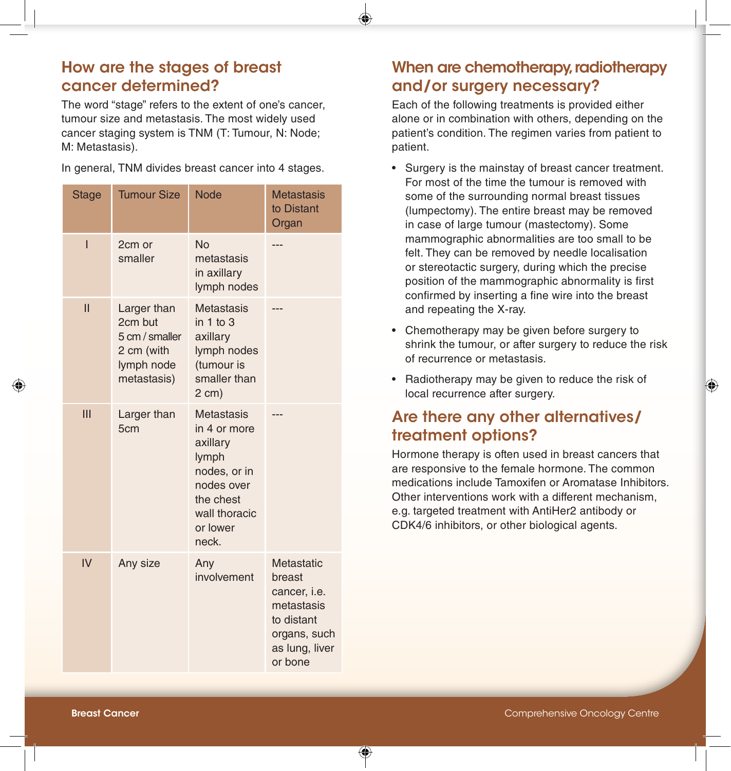## How are the stages of breast cancer determined?

The word "stage" refers to the extent of one's cancer, tumour size and metastasis. The most widely used cancer staging system is TNM (T: Tumour, N: Node; M: Metastasis).

In general, TNM divides breast cancer into 4 stages.

| Stage | Tumour Size | Node | Metastasis to Distant Organ |
|---|---|---|---|
| I | 2cm or smaller | No metastasis in axillary lymph nodes | --- |
| II | Larger than 2cm but 5 cm / smaller 2 cm (with lymph node metastasis) | Metastasis in 1 to 3 axillary lymph nodes (tumour is smaller than 2 cm) | --- |
| III | Larger than 5cm | Metastasis in 4 or more axillary lymph nodes, or in nodes over the chest wall thoracic or lower neck. | --- |
| IV | Any size | Any involvement | Metastatic breast cancer, i.e. metastasis to distant organs, such as lung, liver or bone |

## When are chemotherapy, radiotherapy and/or surgery necessary?

Each of the following treatments is provided either alone or in combination with others, depending on the patient's condition. The regimen varies from patient to patient.

- Surgery is the mainstay of breast cancer treatment. For most of the time the tumour is removed with some of the surrounding normal breast tissues (lumpectomy). The entire breast may be removed in case of large tumour (mastectomy). Some mammographic abnormalities are too small to be felt. They can be removed by needle localisation or stereotactic surgery, during which the precise position of the mammographic abnormality is first confirmed by inserting a fine wire into the breast and repeating the X-ray.
- Chemotherapy may be given before surgery to shrink the tumour, or after surgery to reduce the risk of recurrence or metastasis.
- Radiotherapy may be given to reduce the risk of local recurrence after surgery.

## Are there any other alternatives/ treatment options?

Hormone therapy is often used in breast cancers that are responsive to the female hormone. The common medications include Tamoxifen or Aromatase Inhibitors. Other interventions work with a different mechanism, e.g. targeted treatment with AntiHer2 antibody or CDK4/6 inhibitors, or other biological agents.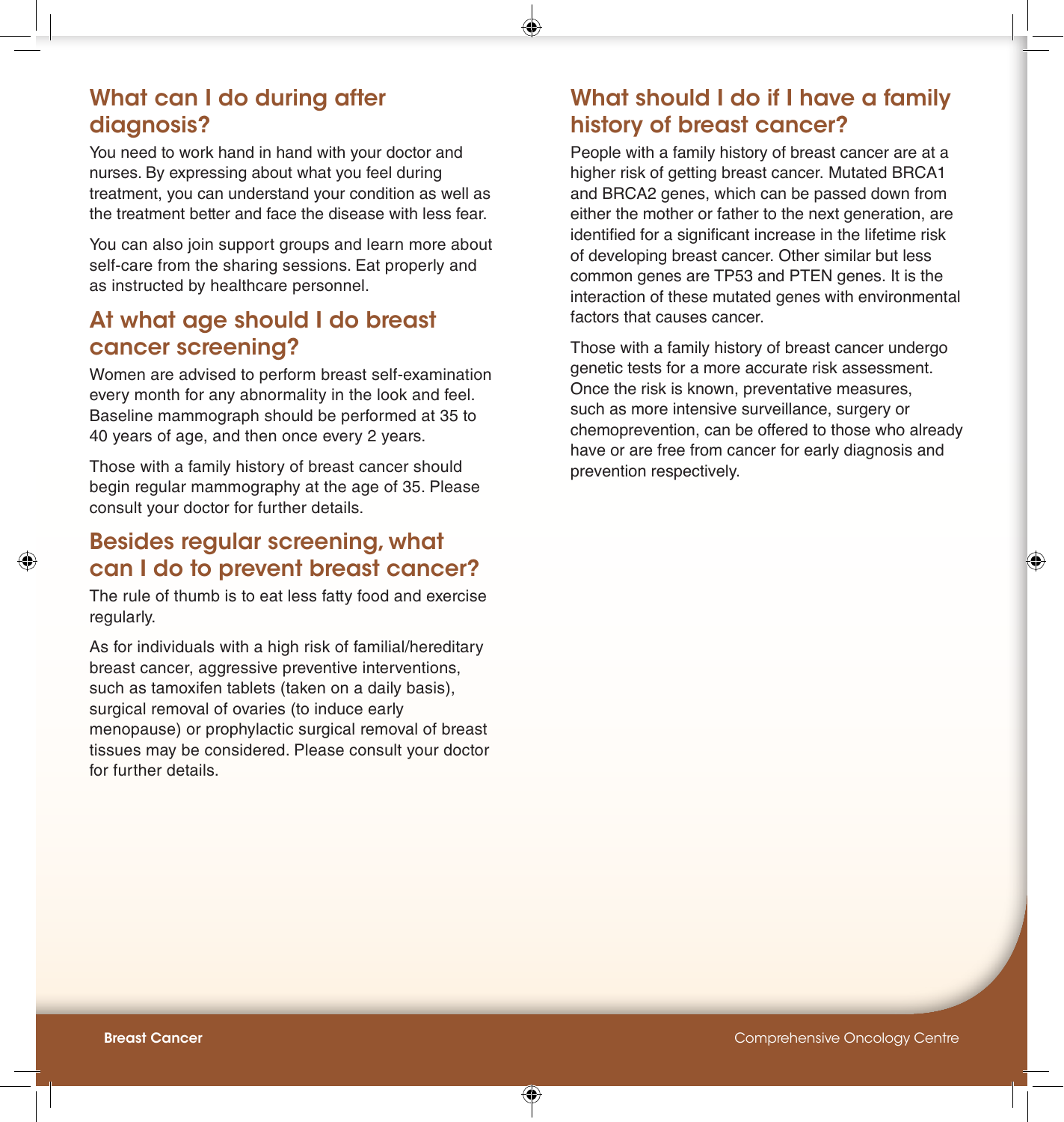## What can I do during after diagnosis?

You need to work hand in hand with your doctor and nurses. By expressing about what you feel during treatment, you can understand your condition as well as the treatment better and face the disease with less fear.

You can also join support groups and learn more about self-care from the sharing sessions. Eat properly and as instructed by healthcare personnel.

## At what age should I do breast cancer screening?

Women are advised to perform breast self-examination every month for any abnormality in the look and feel. Baseline mammograph should be performed at 35 to 40 years of age, and then once every 2 years.

Those with a family history of breast cancer should begin regular mammography at the age of 35. Please consult your doctor for further details.

## Besides regular screening, what can I do to prevent breast cancer?

The rule of thumb is to eat less fatty food and exercise regularly.

As for individuals with a high risk of familial/hereditary breast cancer, aggressive preventive interventions, such as tamoxifen tablets (taken on a daily basis), surgical removal of ovaries (to induce early menopause) or prophylactic surgical removal of breast tissues may be considered. Please consult your doctor for further details.

## What should I do if I have a family history of breast cancer?

People with a family history of breast cancer are at a higher risk of getting breast cancer. Mutated BRCA1 and BRCA2 genes, which can be passed down from either the mother or father to the next generation, are identified for a significant increase in the lifetime risk of developing breast cancer. Other similar but less common genes are TP53 and PTEN genes. It is the interaction of these mutated genes with environmental factors that causes cancer.

Those with a family history of breast cancer undergo genetic tests for a more accurate risk assessment. Once the risk is known, preventative measures, such as more intensive surveillance, surgery or chemoprevention, can be offered to those who already have or are free from cancer for early diagnosis and prevention respectively.